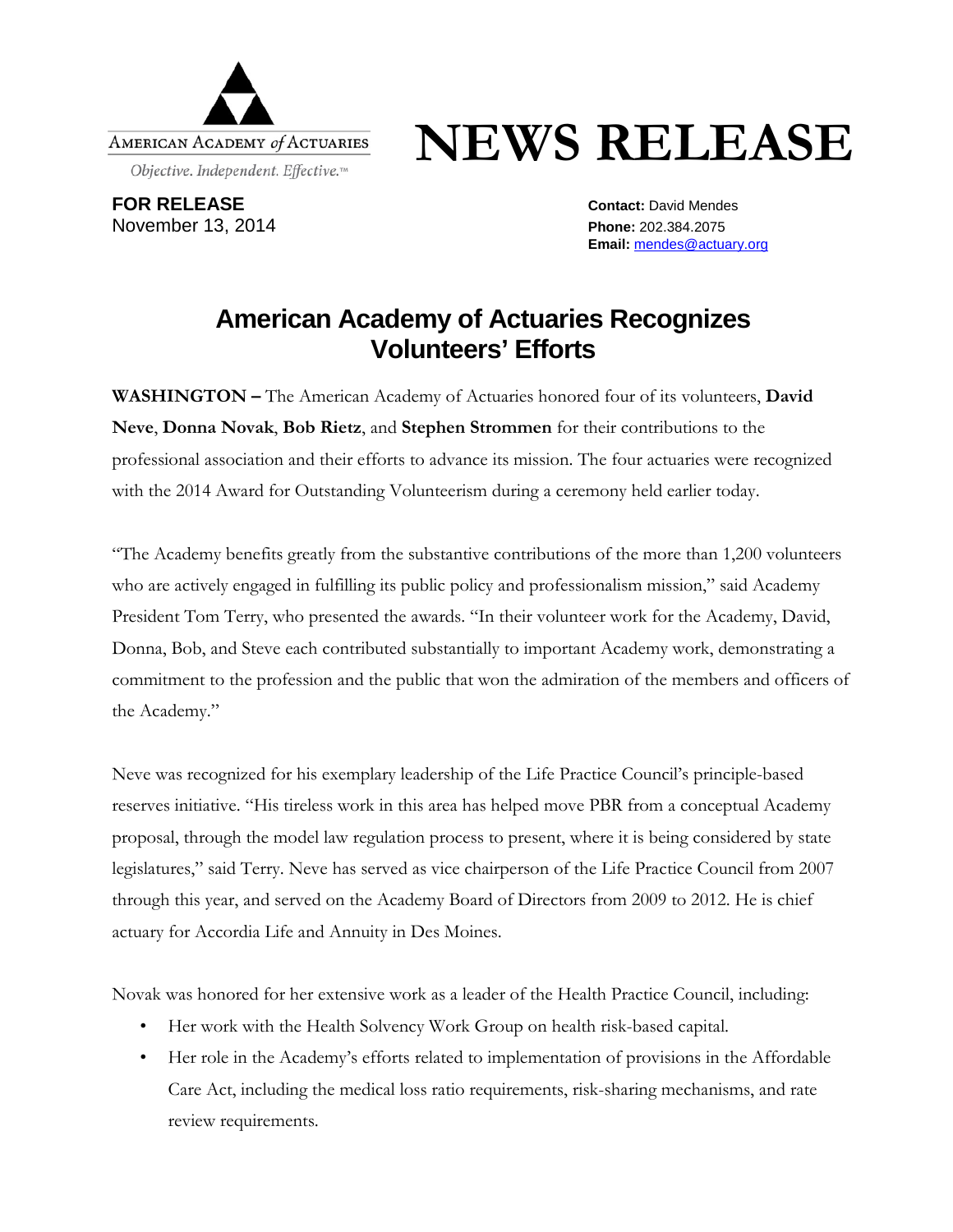AMERICAN ACADEMY *of* ACTUARIES

*Objective. Independent. Effective.™*

# NEWS RELEASE

**FOR RELEASE**
November 13, 2014

**Contact:** David Mendes
**Phone:** 202.384.2075
**Email:** mendes@actuary.org

## American Academy of Actuaries Recognizes Volunteers' Efforts

**WASHINGTON –** The American Academy of Actuaries honored four of its volunteers, **David Neve**, **Donna Novak**, **Bob Rietz**, and **Stephen Strommen** for their contributions to the professional association and their efforts to advance its mission. The four actuaries were recognized with the 2014 Award for Outstanding Volunteerism during a ceremony held earlier today.

"The Academy benefits greatly from the substantive contributions of the more than 1,200 volunteers who are actively engaged in fulfilling its public policy and professionalism mission," said Academy President Tom Terry, who presented the awards. "In their volunteer work for the Academy, David, Donna, Bob, and Steve each contributed substantially to important Academy work, demonstrating a commitment to the profession and the public that won the admiration of the members and officers of the Academy."

Neve was recognized for his exemplary leadership of the Life Practice Council's principle-based reserves initiative. "His tireless work in this area has helped move PBR from a conceptual Academy proposal, through the model law regulation process to present, where it is being considered by state legislatures," said Terry. Neve has served as vice chairperson of the Life Practice Council from 2007 through this year, and served on the Academy Board of Directors from 2009 to 2012. He is chief actuary for Accordia Life and Annuity in Des Moines.

Novak was honored for her extensive work as a leader of the Health Practice Council, including:

- Her work with the Health Solvency Work Group on health risk-based capital.
- Her role in the Academy's efforts related to implementation of provisions in the Affordable Care Act, including the medical loss ratio requirements, risk-sharing mechanisms, and rate review requirements.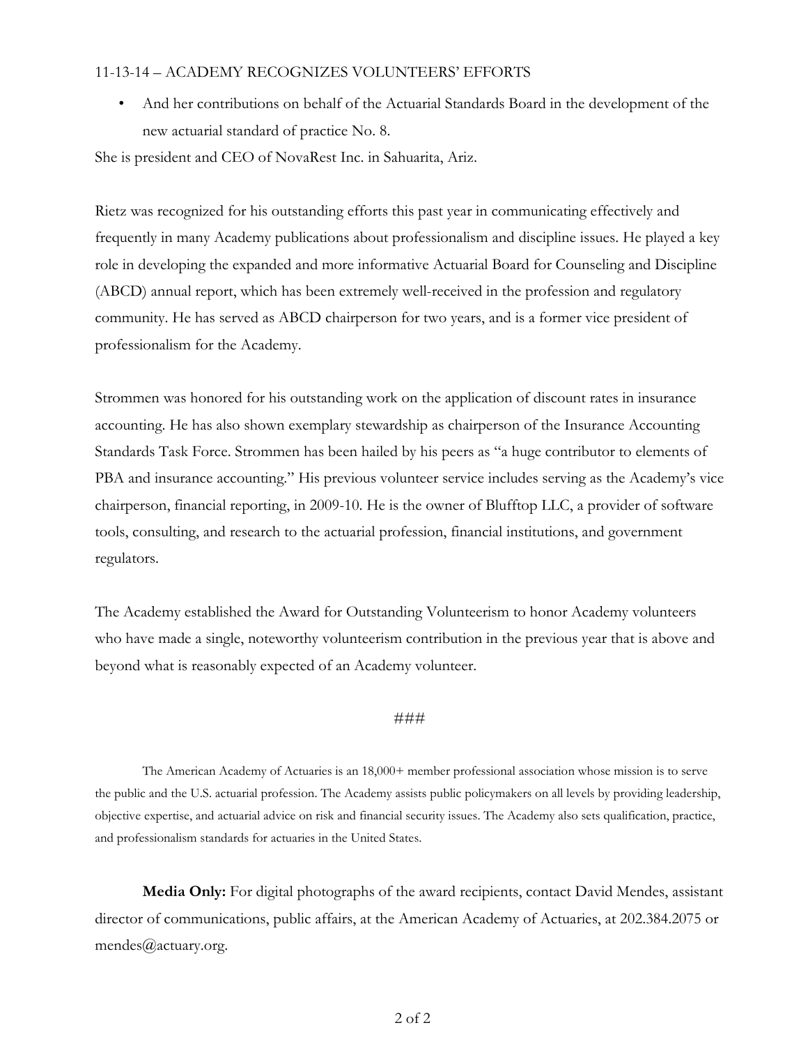- And her contributions on behalf of the Actuarial Standards Board in the development of the new actuarial standard of practice No. 8.

She is president and CEO of NovaRest Inc. in Sahuarita, Ariz.

Rietz was recognized for his outstanding efforts this past year in communicating effectively and frequently in many Academy publications about professionalism and discipline issues. He played a key role in developing the expanded and more informative Actuarial Board for Counseling and Discipline (ABCD) annual report, which has been extremely well-received in the profession and regulatory community. He has served as ABCD chairperson for two years, and is a former vice president of professionalism for the Academy.

Strommen was honored for his outstanding work on the application of discount rates in insurance accounting. He has also shown exemplary stewardship as chairperson of the Insurance Accounting Standards Task Force. Strommen has been hailed by his peers as "a huge contributor to elements of PBA and insurance accounting." His previous volunteer service includes serving as the Academy's vice chairperson, financial reporting, in 2009-10. He is the owner of Blufftop LLC, a provider of software tools, consulting, and research to the actuarial profession, financial institutions, and government regulators.

The Academy established the Award for Outstanding Volunteerism to honor Academy volunteers who have made a single, noteworthy volunteerism contribution in the previous year that is above and beyond what is reasonably expected of an Academy volunteer.

###

The American Academy of Actuaries is an 18,000+ member professional association whose mission is to serve the public and the U.S. actuarial profession. The Academy assists public policymakers on all levels by providing leadership, objective expertise, and actuarial advice on risk and financial security issues. The Academy also sets qualification, practice, and professionalism standards for actuaries in the United States.

**Media Only:** For digital photographs of the award recipients, contact David Mendes, assistant director of communications, public affairs, at the American Academy of Actuaries, at 202.384.2075 or mendes@actuary.org.